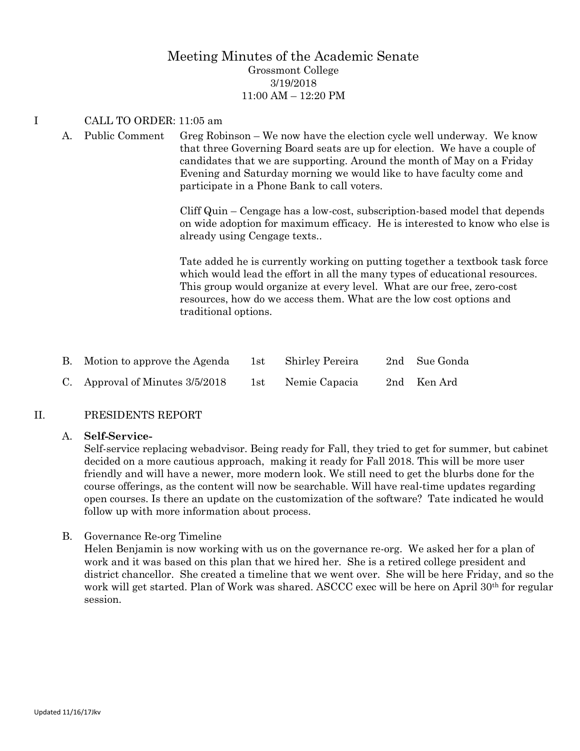# Meeting Minutes of the Academic Senate

Grossmont College
3/19/2018
11:00 AM – 12:20 PM

## I CALL TO ORDER: 11:05 am

A. Public Comment

Greg Robinson – We now have the election cycle well underway. We know that three Governing Board seats are up for election. We have a couple of candidates that we are supporting. Around the month of May on a Friday Evening and Saturday morning we would like to have faculty come and participate in a Phone Bank to call voters.

Cliff Quin – Cengage has a low-cost, subscription-based model that depends on wide adoption for maximum efficacy. He is interested to know who else is already using Cengage texts..

Tate added he is currently working on putting together a textbook task force which would lead the effort in all the many types of educational resources. This group would organize at every level. What are our free, zero-cost resources, how do we access them. What are the low cost options and traditional options.

| | | | | | |
|---|---|---|---|---|---|
| B. | Motion to approve the Agenda | 1st | Shirley Pereira | 2nd | Sue Gonda |
| C. | Approval of Minutes 3/5/2018 | 1st | Nemie Capacia | 2nd | Ken Ard |

## II. PRESIDENTS REPORT

A. **Self-Service-**

Self-service replacing webadvisor. Being ready for Fall, they tried to get for summer, but cabinet decided on a more cautious approach, making it ready for Fall 2018. This will be more user friendly and will have a newer, more modern look. We still need to get the blurbs done for the course offerings, as the content will now be searchable. Will have real-time updates regarding open courses. Is there an update on the customization of the software? Tate indicated he would follow up with more information about process.

B. Governance Re-org Timeline

Helen Benjamin is now working with us on the governance re-org. We asked her for a plan of work and it was based on this plan that we hired her. She is a retired college president and district chancellor. She created a timeline that we went over. She will be here Friday, and so the work will get started. Plan of Work was shared. ASCCC exec will be here on April 30th for regular session.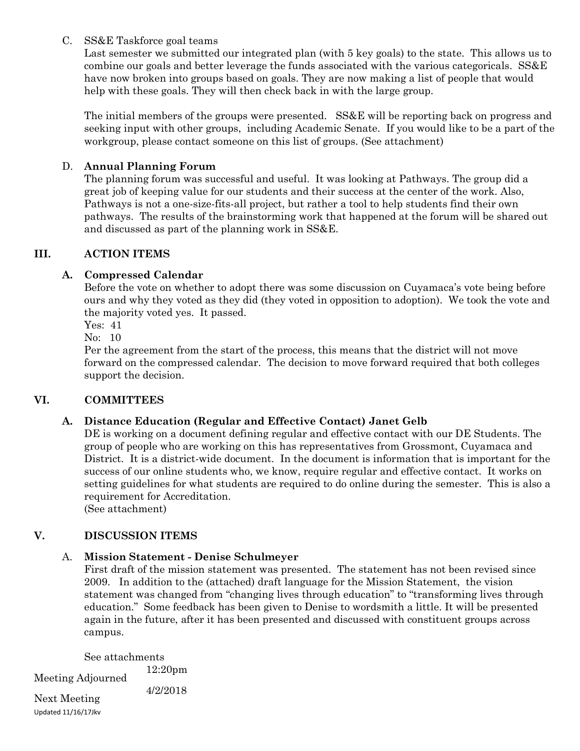C. SS&E Taskforce goal teams

Last semester we submitted our integrated plan (with 5 key goals) to the state. This allows us to combine our goals and better leverage the funds associated with the various categoricals. SS&E have now broken into groups based on goals. They are now making a list of people that would help with these goals. They will then check back in with the large group.

The initial members of the groups were presented. SS&E will be reporting back on progress and seeking input with other groups, including Academic Senate. If you would like to be a part of the workgroup, please contact someone on this list of groups. (See attachment)

D. **Annual Planning Forum**

The planning forum was successful and useful. It was looking at Pathways. The group did a great job of keeping value for our students and their success at the center of the work. Also, Pathways is not a one-size-fits-all project, but rather a tool to help students find their own pathways. The results of the brainstorming work that happened at the forum will be shared out and discussed as part of the planning work in SS&E.

## III. ACTION ITEMS

### A. Compressed Calendar

Before the vote on whether to adopt there was some discussion on Cuyamaca's vote being before ours and why they voted as they did (they voted in opposition to adoption). We took the vote and the majority voted yes. It passed.

Yes: 41

No: 10

Per the agreement from the start of the process, this means that the district will not move forward on the compressed calendar. The decision to move forward required that both colleges support the decision.

## VI. COMMITTEES

### A. Distance Education (Regular and Effective Contact) Janet Gelb

DE is working on a document defining regular and effective contact with our DE Students. The group of people who are working on this has representatives from Grossmont, Cuyamaca and District. It is a district-wide document. In the document is information that is important for the success of our online students who, we know, require regular and effective contact. It works on setting guidelines for what students are required to do online during the semester. This is also a requirement for Accreditation.

(See attachment)

## V. DISCUSSION ITEMS

A. **Mission Statement - Denise Schulmeyer**

First draft of the mission statement was presented. The statement has not been revised since 2009. In addition to the (attached) draft language for the Mission Statement, the vision statement was changed from "changing lives through education" to "transforming lives through education." Some feedback has been given to Denise to wordsmith a little. It will be presented again in the future, after it has been presented and discussed with constituent groups across campus.

See attachments

Meeting Adjourned 12:20pm

Next Meeting 4/2/2018

Updated 11/16/17Jkv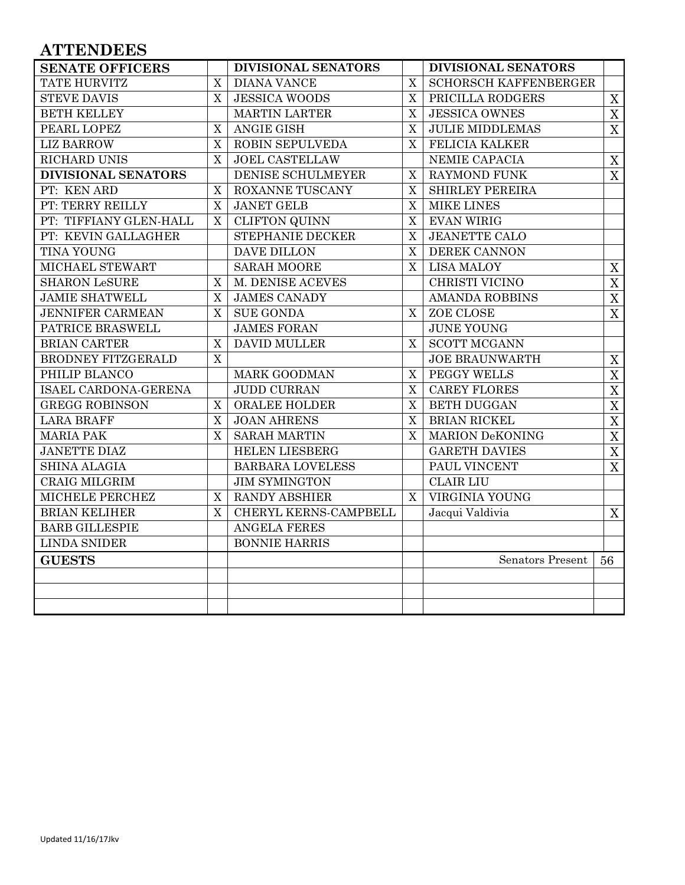## ATTENDEES

| SENATE OFFICERS | | DIVISIONAL SENATORS | | DIVISIONAL SENATORS | |
|---|---|---|---|---|---|
| TATE HURVITZ | X | DIANA VANCE | X | SCHORSCH KAFFENBERGER | |
| STEVE DAVIS | X | JESSICA WOODS | X | PRICILLA RODGERS | X |
| BETH KELLEY | | MARTIN LARTER | X | JESSICA OWNES | X |
| PEARL LOPEZ | X | ANGIE GISH | X | JULIE MIDDLEMAS | X |
| LIZ BARROW | X | ROBIN SEPULVEDA | X | FELICIA KALKER | |
| RICHARD UNIS | X | JOEL CASTELLAW | | NEMIE CAPACIA | X |
| **DIVISIONAL SENATORS** | | DENISE SCHULMEYER | X | RAYMOND FUNK | X |
| PT: KEN ARD | X | ROXANNE TUSCANY | X | SHIRLEY PEREIRA | |
| PT: TERRY REILLY | X | JANET GELB | X | MIKE LINES | |
| PT: TIFFIANY GLEN-HALL | X | CLIFTON QUINN | X | EVAN WIRIG | |
| PT: KEVIN GALLAGHER | | STEPHANIE DECKER | X | JEANETTE CALO | |
| TINA YOUNG | | DAVE DILLON | X | DEREK CANNON | |
| MICHAEL STEWART | | SARAH MOORE | X | LISA MALOY | X |
| SHARON LeSURE | X | M. DENISE ACEVES | | CHRISTI VICINO | X |
| JAMIE SHATWELL | X | JAMES CANADY | | AMANDA ROBBINS | X |
| JENNIFER CARMEAN | X | SUE GONDA | X | ZOE CLOSE | X |
| PATRICE BRASWELL | | JAMES FORAN | | JUNE YOUNG | |
| BRIAN CARTER | X | DAVID MULLER | X | SCOTT MCGANN | |
| BRODNEY FITZGERALD | X | | | JOE BRAUNWARTH | X |
| PHILIP BLANCO | | MARK GOODMAN | X | PEGGY WELLS | X |
| ISAEL CARDONA-GERENA | | JUDD CURRAN | X | CAREY FLORES | X |
| GREGG ROBINSON | X | ORALEE HOLDER | X | BETH DUGGAN | X |
| LARA BRAFF | X | JOAN AHRENS | X | BRIAN RICKEL | X |
| MARIA PAK | X | SARAH MARTIN | X | MARION DeKONING | X |
| JANETTE DIAZ | | HELEN LIESBERG | | GARETH DAVIES | X |
| SHINA ALAGIA | | BARBARA LOVELESS | | PAUL VINCENT | X |
| CRAIG MILGRIM | | JIM SYMINGTON | | CLAIR LIU | |
| MICHELE PERCHEZ | X | RANDY ABSHIER | X | VIRGINIA YOUNG | |
| BRIAN KELIHER | X | CHERYL KERNS-CAMPBELL | | Jacqui Valdivia | X |
| BARB GILLESPIE | | ANGELA FERES | | | |
| LINDA SNIDER | | BONNIE HARRIS | | | |
| **GUESTS** | | | | Senators Present | 56 |
| | | | | | |
| | | | | | |
| | | | | | |

Updated 11/16/17Jkv